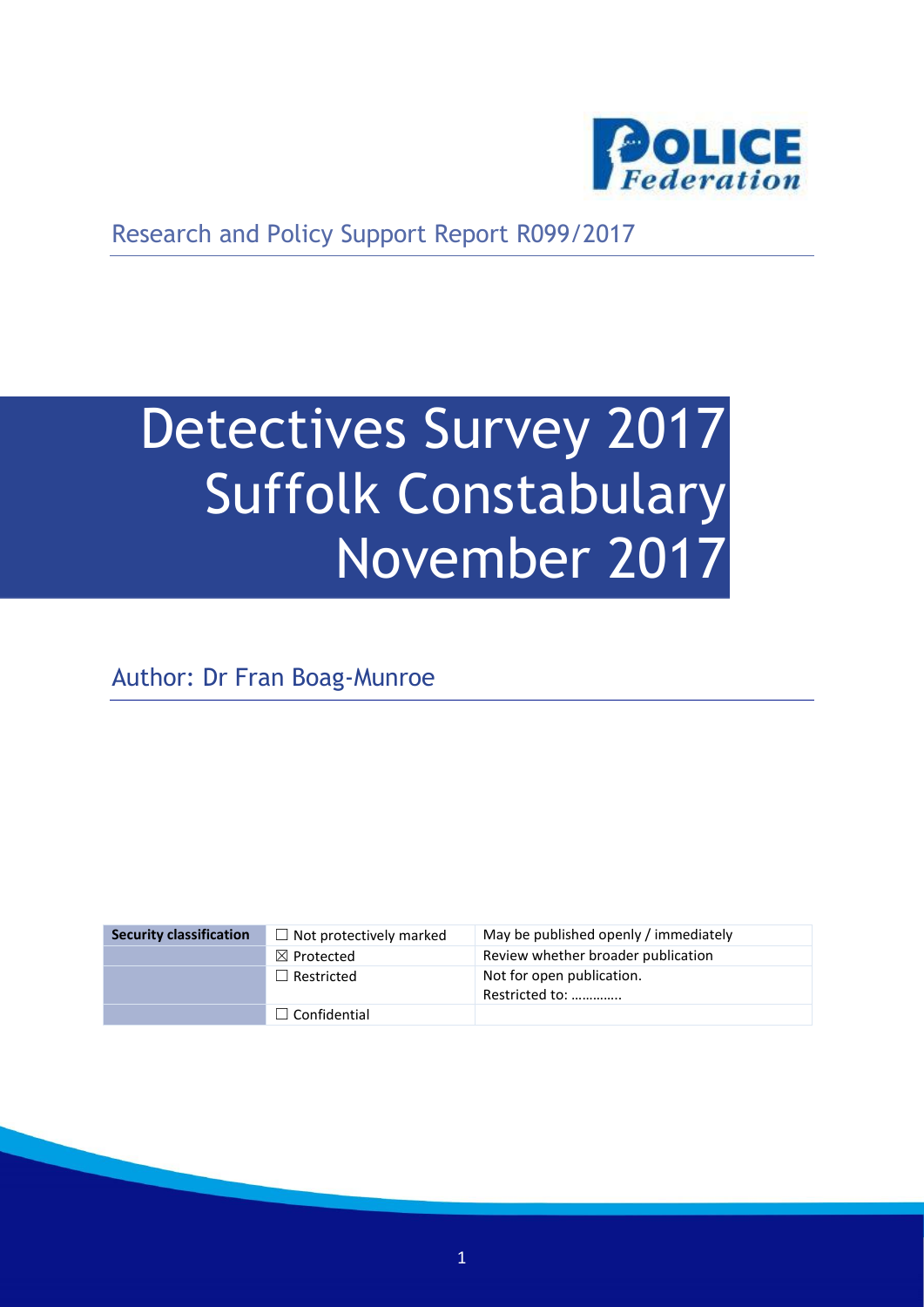Research and Policy Support Report R099/2017

# Detectives Survey 2017 Suffolk Constabulary November 2017

Author: Dr Fran Boag-Munroe

| Security classification | ☐ Not protectively marked | May be published openly / immediately |
|---|---|---|
| | ☒ Protected | Review whether broader publication |
| | ☐ Restricted | Not for open publication. Restricted to: ………….. |
| | ☐ Confidential | |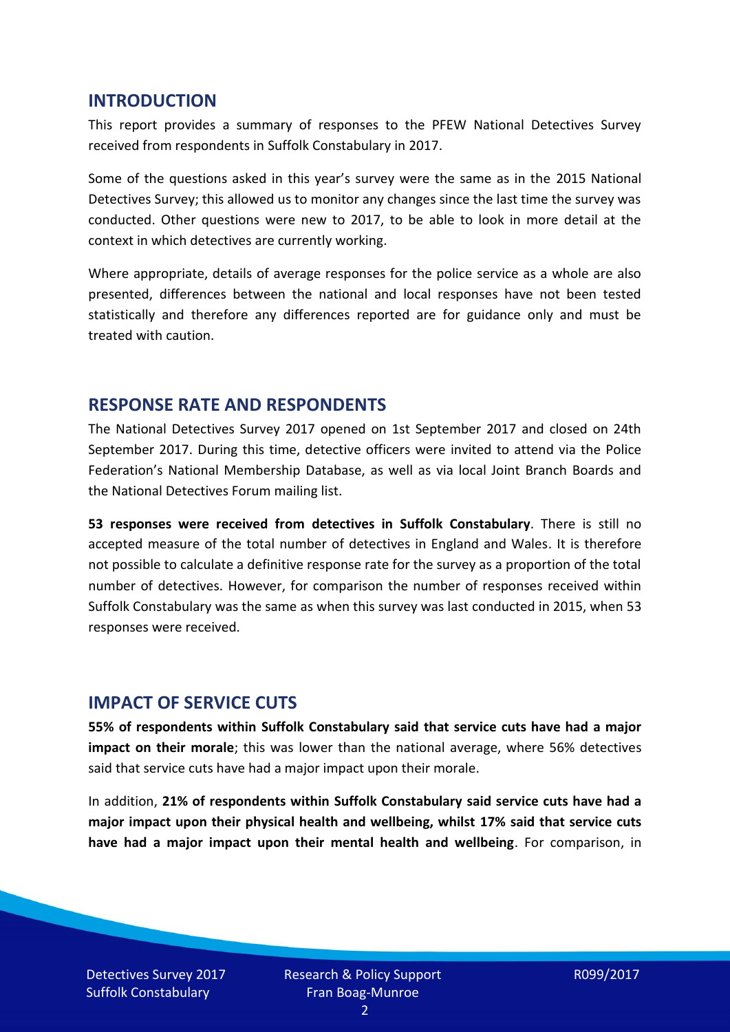## INTRODUCTION

This report provides a summary of responses to the PFEW National Detectives Survey received from respondents in Suffolk Constabulary in 2017.

Some of the questions asked in this year's survey were the same as in the 2015 National Detectives Survey; this allowed us to monitor any changes since the last time the survey was conducted. Other questions were new to 2017, to be able to look in more detail at the context in which detectives are currently working.

Where appropriate, details of average responses for the police service as a whole are also presented, differences between the national and local responses have not been tested statistically and therefore any differences reported are for guidance only and must be treated with caution.

## RESPONSE RATE AND RESPONDENTS

The National Detectives Survey 2017 opened on 1st September 2017 and closed on 24th September 2017. During this time, detective officers were invited to attend via the Police Federation's National Membership Database, as well as via local Joint Branch Boards and the National Detectives Forum mailing list.

**53 responses were received from detectives in Suffolk Constabulary**. There is still no accepted measure of the total number of detectives in England and Wales. It is therefore not possible to calculate a definitive response rate for the survey as a proportion of the total number of detectives. However, for comparison the number of responses received within Suffolk Constabulary was the same as when this survey was last conducted in 2015, when 53 responses were received.

## IMPACT OF SERVICE CUTS

**55% of respondents within Suffolk Constabulary said that service cuts have had a major impact on their morale**; this was lower than the national average, where 56% detectives said that service cuts have had a major impact upon their morale.

In addition, **21% of respondents within Suffolk Constabulary said service cuts have had a major impact upon their physical health and wellbeing, whilst 17% said that service cuts have had a major impact upon their mental health and wellbeing**. For comparison, in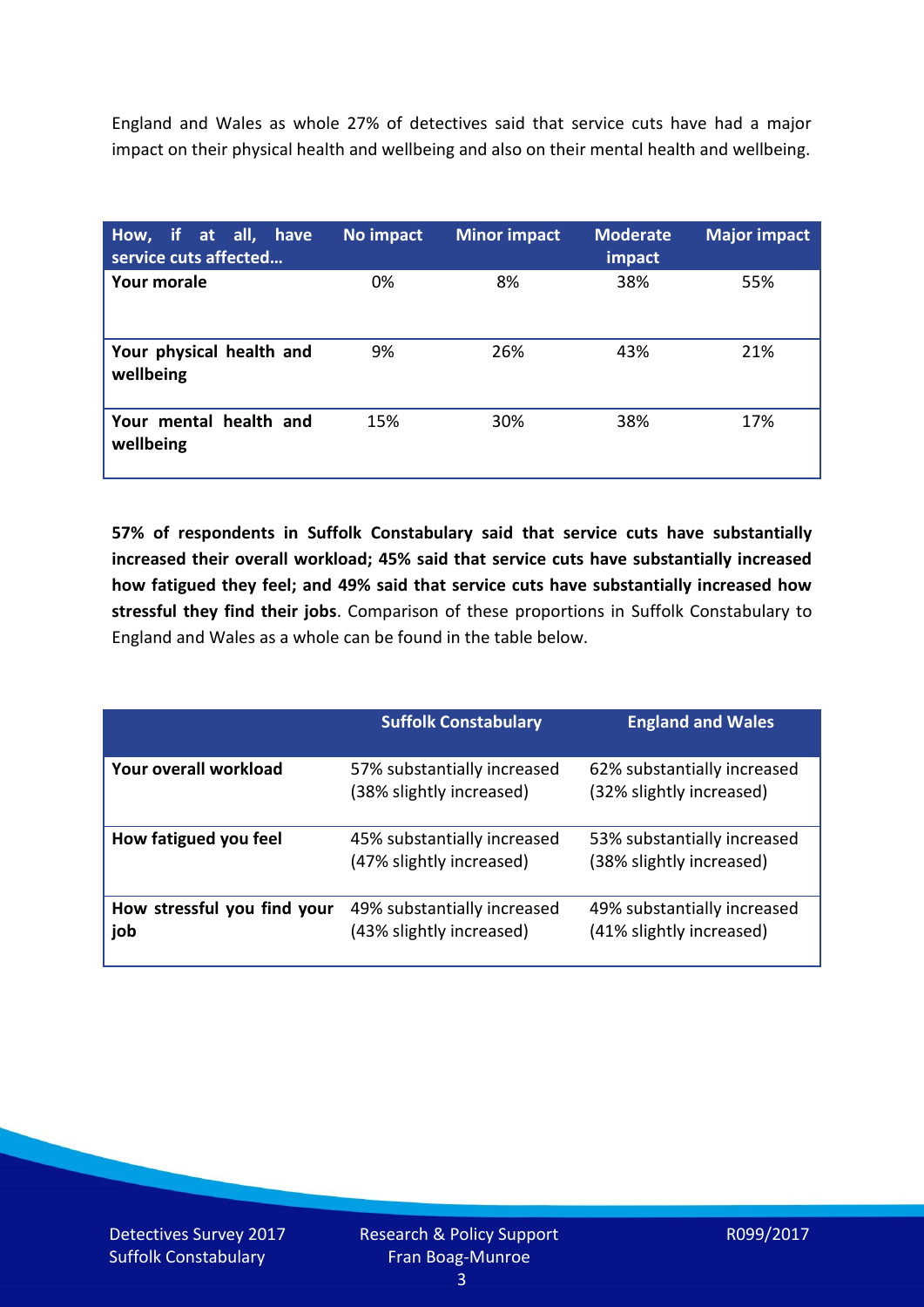England and Wales as whole 27% of detectives said that service cuts have had a major impact on their physical health and wellbeing and also on their mental health and wellbeing.

| How, if at all, have service cuts affected… | No impact | Minor impact | Moderate impact | Major impact |
|---|---|---|---|---|
| **Your morale** | 0% | 8% | 38% | 55% |
| **Your physical health and wellbeing** | 9% | 26% | 43% | 21% |
| **Your mental health and wellbeing** | 15% | 30% | 38% | 17% |

**57% of respondents in Suffolk Constabulary said that service cuts have substantially increased their overall workload; 45% said that service cuts have substantially increased how fatigued they feel; and 49% said that service cuts have substantially increased how stressful they find their jobs**. Comparison of these proportions in Suffolk Constabulary to England and Wales as a whole can be found in the table below.

| | Suffolk Constabulary | England and Wales |
|---|---|---|
| **Your overall workload** | 57% substantially increased (38% slightly increased) | 62% substantially increased (32% slightly increased) |
| **How fatigued you feel** | 45% substantially increased (47% slightly increased) | 53% substantially increased (38% slightly increased) |
| **How stressful you find your job** | 49% substantially increased (43% slightly increased) | 49% substantially increased (41% slightly increased) |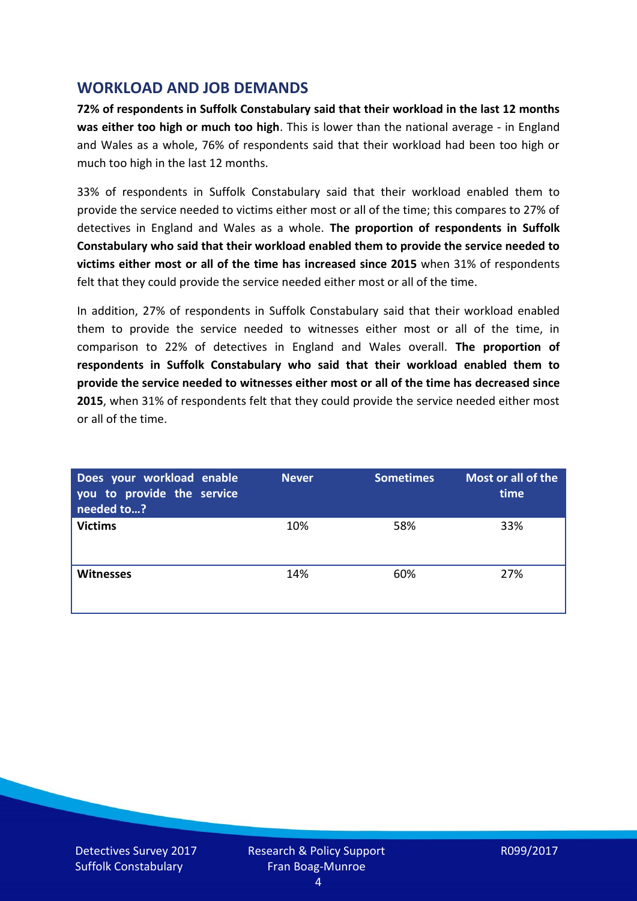## WORKLOAD AND JOB DEMANDS

**72% of respondents in Suffolk Constabulary said that their workload in the last 12 months was either too high or much too high**. This is lower than the national average - in England and Wales as a whole, 76% of respondents said that their workload had been too high or much too high in the last 12 months.

33% of respondents in Suffolk Constabulary said that their workload enabled them to provide the service needed to victims either most or all of the time; this compares to 27% of detectives in England and Wales as a whole. **The proportion of respondents in Suffolk Constabulary who said that their workload enabled them to provide the service needed to victims either most or all of the time has increased since 2015** when 31% of respondents felt that they could provide the service needed either most or all of the time.

In addition, 27% of respondents in Suffolk Constabulary said that their workload enabled them to provide the service needed to witnesses either most or all of the time, in comparison to 22% of detectives in England and Wales overall. **The proportion of respondents in Suffolk Constabulary who said that their workload enabled them to provide the service needed to witnesses either most or all of the time has decreased since 2015**, when 31% of respondents felt that they could provide the service needed either most or all of the time.

| Does your workload enable you to provide the service needed to…? | Never | Sometimes | Most or all of the time |
|---|---|---|---|
| **Victims** | 10% | 58% | 33% |
| **Witnesses** | 14% | 60% | 27% |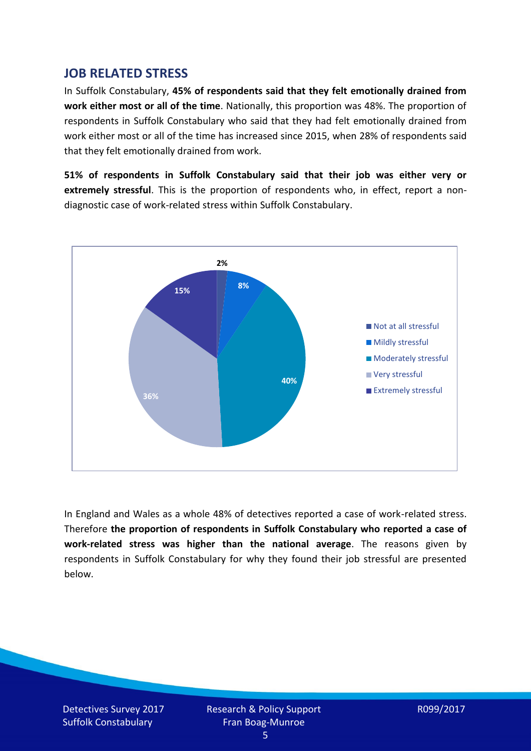## JOB RELATED STRESS

In Suffolk Constabulary, **45% of respondents said that they felt emotionally drained from work either most or all of the time**. Nationally, this proportion was 48%. The proportion of respondents in Suffolk Constabulary who said that they had felt emotionally drained from work either most or all of the time has increased since 2015, when 28% of respondents said that they felt emotionally drained from work.

**51% of respondents in Suffolk Constabulary said that their job was either very or extremely stressful**. This is the proportion of respondents who, in effect, report a non-diagnostic case of work-related stress within Suffolk Constabulary.

| Response | Percentage |
| --- | --- |
| Not at all stressful | 2% |
| Mildly stressful | 8% |
| Moderately stressful | 40% |
| Very stressful | 36% |
| Extremely stressful | 15% |

In England and Wales as a whole 48% of detectives reported a case of work-related stress. Therefore **the proportion of respondents in Suffolk Constabulary who reported a case of work-related stress was higher than the national average**. The reasons given by respondents in Suffolk Constabulary for why they found their job stressful are presented below.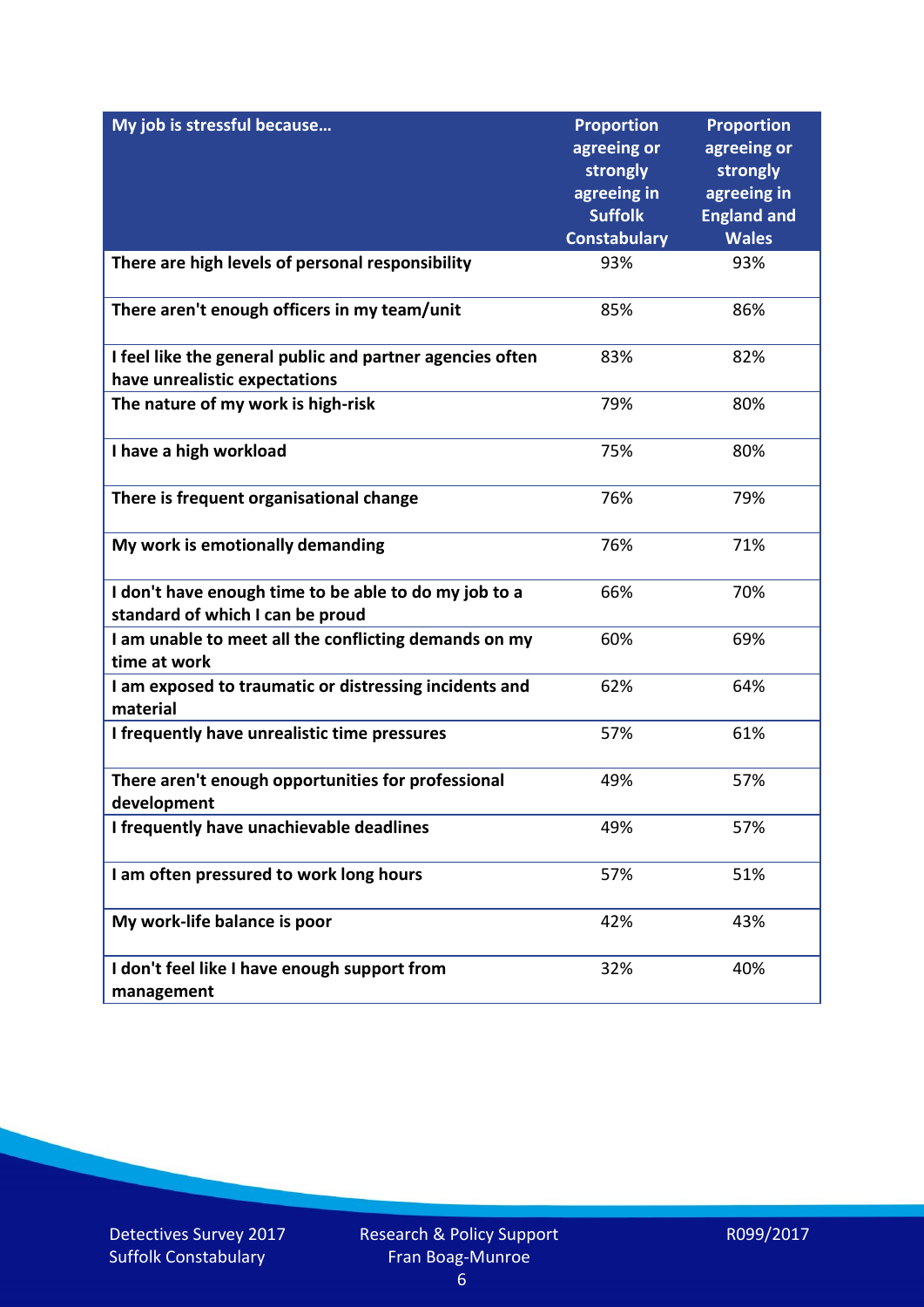| My job is stressful because… | Proportion agreeing or strongly agreeing in Suffolk Constabulary | Proportion agreeing or strongly agreeing in England and Wales |
|---|---|---|
| There are high levels of personal responsibility | 93% | 93% |
| There aren't enough officers in my team/unit | 85% | 86% |
| I feel like the general public and partner agencies often have unrealistic expectations | 83% | 82% |
| The nature of my work is high-risk | 79% | 80% |
| I have a high workload | 75% | 80% |
| There is frequent organisational change | 76% | 79% |
| My work is emotionally demanding | 76% | 71% |
| I don't have enough time to be able to do my job to a standard of which I can be proud | 66% | 70% |
| I am unable to meet all the conflicting demands on my time at work | 60% | 69% |
| I am exposed to traumatic or distressing incidents and material | 62% | 64% |
| I frequently have unrealistic time pressures | 57% | 61% |
| There aren't enough opportunities for professional development | 49% | 57% |
| I frequently have unachievable deadlines | 49% | 57% |
| I am often pressured to work long hours | 57% | 51% |
| My work-life balance is poor | 42% | 43% |
| I don't feel like I have enough support from management | 32% | 40% |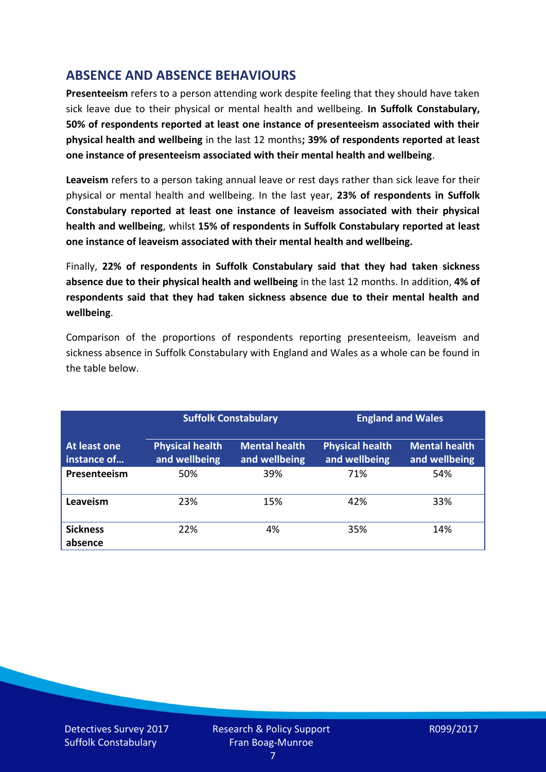## ABSENCE AND ABSENCE BEHAVIOURS

**Presenteeism** refers to a person attending work despite feeling that they should have taken sick leave due to their physical or mental health and wellbeing. **In Suffolk Constabulary, 50% of respondents reported at least one instance of presenteeism associated with their physical health and wellbeing** in the last 12 months**; 39% of respondents reported at least one instance of presenteeism associated with their mental health and wellbeing**.

**Leaveism** refers to a person taking annual leave or rest days rather than sick leave for their physical or mental health and wellbeing. In the last year, **23% of respondents in Suffolk Constabulary reported at least one instance of leaveism associated with their physical health and wellbeing**, whilst **15% of respondents in Suffolk Constabulary reported at least one instance of leaveism associated with their mental health and wellbeing.**

Finally, **22% of respondents in Suffolk Constabulary said that they had taken sickness absence due to their physical health and wellbeing** in the last 12 months. In addition, **4% of respondents said that they had taken sickness absence due to their mental health and wellbeing**.

Comparison of the proportions of respondents reporting presenteeism, leaveism and sickness absence in Suffolk Constabulary with England and Wales as a whole can be found in the table below.

| | Suffolk Constabulary | | England and Wales | |
|---|---|---|---|---|
| **At least one instance of…** | **Physical health and wellbeing** | **Mental health and wellbeing** | **Physical health and wellbeing** | **Mental health and wellbeing** |
| **Presenteeism** | 50% | 39% | 71% | 54% |
| **Leaveism** | 23% | 15% | 42% | 33% |
| **Sickness absence** | 22% | 4% | 35% | 14% |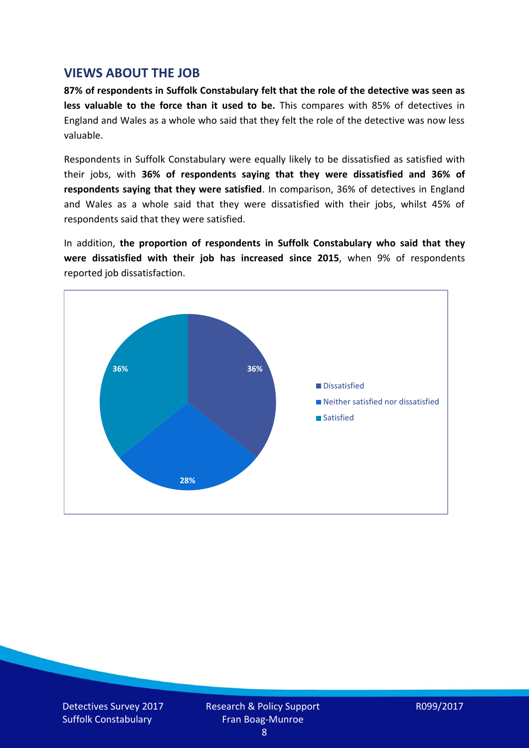## VIEWS ABOUT THE JOB

**87% of respondents in Suffolk Constabulary felt that the role of the detective was seen as less valuable to the force than it used to be.** This compares with 85% of detectives in England and Wales as a whole who said that they felt the role of the detective was now less valuable.

Respondents in Suffolk Constabulary were equally likely to be dissatisfied as satisfied with their jobs, with **36% of respondents saying that they were dissatisfied and 36% of respondents saying that they were satisfied**. In comparison, 36% of detectives in England and Wales as a whole said that they were dissatisfied with their jobs, whilst 45% of respondents said that they were satisfied.

In addition, **the proportion of respondents in Suffolk Constabulary who said that they were dissatisfied with their job has increased since 2015**, when 9% of respondents reported job dissatisfaction.

| Response | Percentage |
| --- | --- |
| Dissatisfied | 36% |
| Neither satisfied nor dissatisfied | 28% |
| Satisfied | 36% |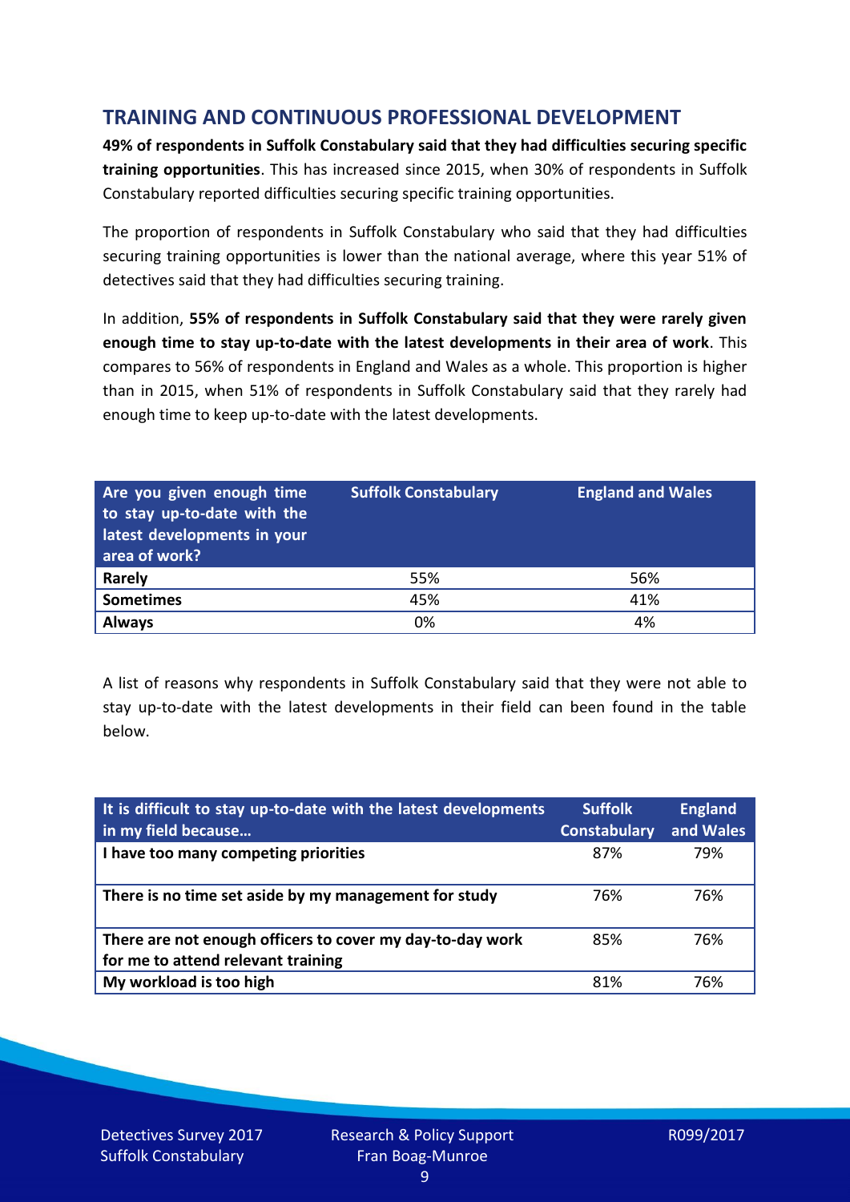## TRAINING AND CONTINUOUS PROFESSIONAL DEVELOPMENT

**49% of respondents in Suffolk Constabulary said that they had difficulties securing specific training opportunities**. This has increased since 2015, when 30% of respondents in Suffolk Constabulary reported difficulties securing specific training opportunities.

The proportion of respondents in Suffolk Constabulary who said that they had difficulties securing training opportunities is lower than the national average, where this year 51% of detectives said that they had difficulties securing training.

In addition, **55% of respondents in Suffolk Constabulary said that they were rarely given enough time to stay up-to-date with the latest developments in their area of work**. This compares to 56% of respondents in England and Wales as a whole. This proportion is higher than in 2015, when 51% of respondents in Suffolk Constabulary said that they rarely had enough time to keep up-to-date with the latest developments.

| Are you given enough time to stay up-to-date with the latest developments in your area of work? | Suffolk Constabulary | England and Wales |
|---|---|---|
| **Rarely** | 55% | 56% |
| **Sometimes** | 45% | 41% |
| **Always** | 0% | 4% |

A list of reasons why respondents in Suffolk Constabulary said that they were not able to stay up-to-date with the latest developments in their field can been found in the table below.

| It is difficult to stay up-to-date with the latest developments in my field because… | Suffolk Constabulary | England and Wales |
|---|---|---|
| **I have too many competing priorities** | 87% | 79% |
| **There is no time set aside by my management for study** | 76% | 76% |
| **There are not enough officers to cover my day-to-day work for me to attend relevant training** | 85% | 76% |
| **My workload is too high** | 81% | 76% |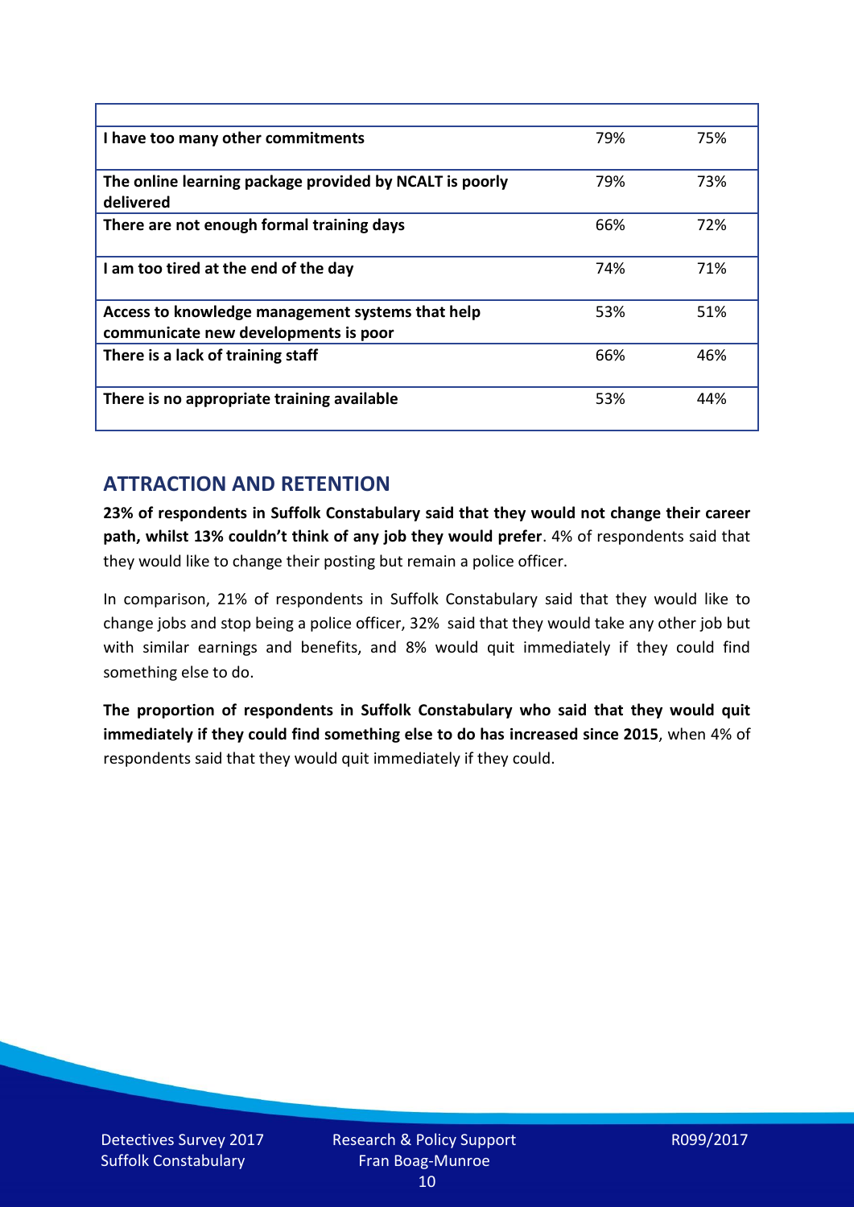| | | |
|---|---|---|
| **I have too many other commitments** | 79% | 75% |
| **The online learning package provided by NCALT is poorly delivered** | 79% | 73% |
| **There are not enough formal training days** | 66% | 72% |
| **I am too tired at the end of the day** | 74% | 71% |
| **Access to knowledge management systems that help communicate new developments is poor** | 53% | 51% |
| **There is a lack of training staff** | 66% | 46% |
| **There is no appropriate training available** | 53% | 44% |

## ATTRACTION AND RETENTION

**23% of respondents in Suffolk Constabulary said that they would not change their career path, whilst 13% couldn't think of any job they would prefer**. 4% of respondents said that they would like to change their posting but remain a police officer.

In comparison, 21% of respondents in Suffolk Constabulary said that they would like to change jobs and stop being a police officer, 32% said that they would take any other job but with similar earnings and benefits, and 8% would quit immediately if they could find something else to do.

**The proportion of respondents in Suffolk Constabulary who said that they would quit immediately if they could find something else to do has increased since 2015**, when 4% of respondents said that they would quit immediately if they could.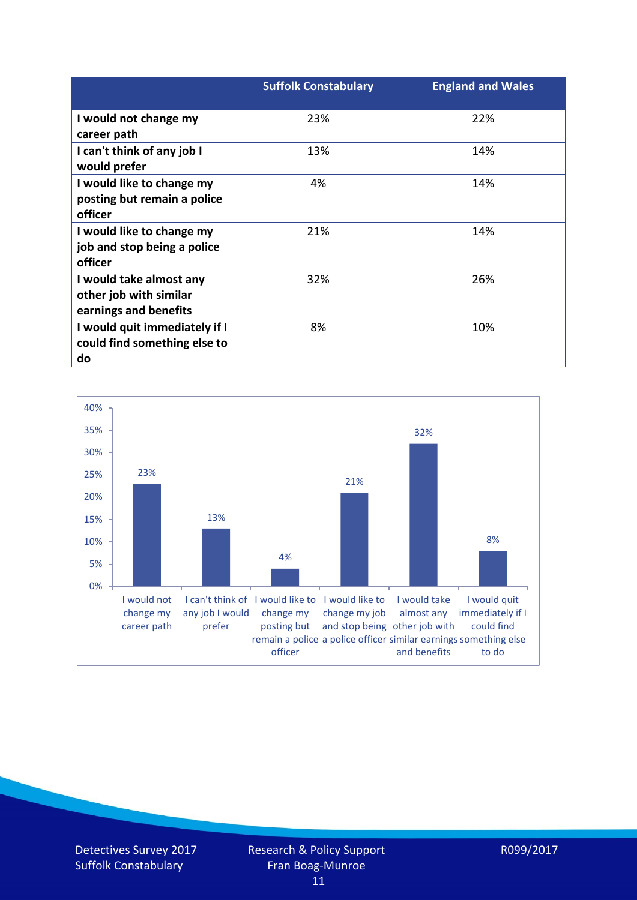| | Suffolk Constabulary | England and Wales |
|---|---|---|
| I would not change my career path | 23% | 22% |
| I can't think of any job I would prefer | 13% | 14% |
| I would like to change my posting but remain a police officer | 4% | 14% |
| I would like to change my job and stop being a police officer | 21% | 14% |
| I would take almost any other job with similar earnings and benefits | 32% | 26% |
| I would quit immediately if I could find something else to do | 8% | 10% |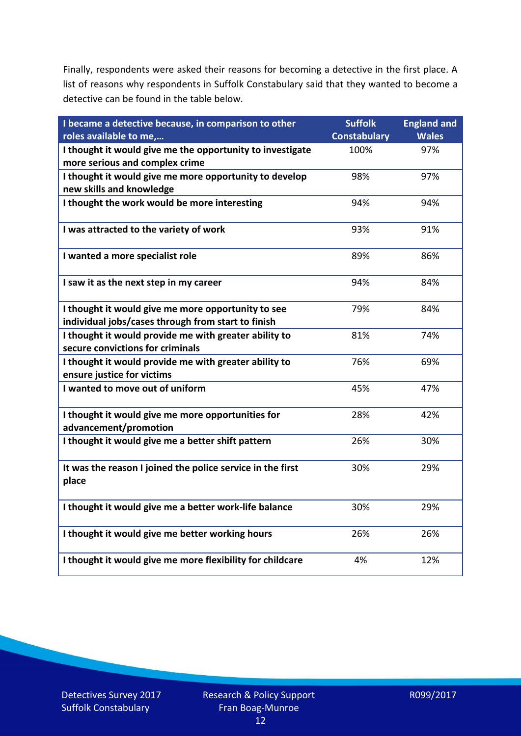Finally, respondents were asked their reasons for becoming a detective in the first place. A list of reasons why respondents in Suffolk Constabulary said that they wanted to become a detective can be found in the table below.

| I became a detective because, in comparison to other roles available to me,… | Suffolk Constabulary | England and Wales |
|---|---|---|
| I thought it would give me the opportunity to investigate more serious and complex crime | 100% | 97% |
| I thought it would give me more opportunity to develop new skills and knowledge | 98% | 97% |
| I thought the work would be more interesting | 94% | 94% |
| I was attracted to the variety of work | 93% | 91% |
| I wanted a more specialist role | 89% | 86% |
| I saw it as the next step in my career | 94% | 84% |
| I thought it would give me more opportunity to see individual jobs/cases through from start to finish | 79% | 84% |
| I thought it would provide me with greater ability to secure convictions for criminals | 81% | 74% |
| I thought it would provide me with greater ability to ensure justice for victims | 76% | 69% |
| I wanted to move out of uniform | 45% | 47% |
| I thought it would give me more opportunities for advancement/promotion | 28% | 42% |
| I thought it would give me a better shift pattern | 26% | 30% |
| It was the reason I joined the police service in the first place | 30% | 29% |
| I thought it would give me a better work-life balance | 30% | 29% |
| I thought it would give me better working hours | 26% | 26% |
| I thought it would give me more flexibility for childcare | 4% | 12% |